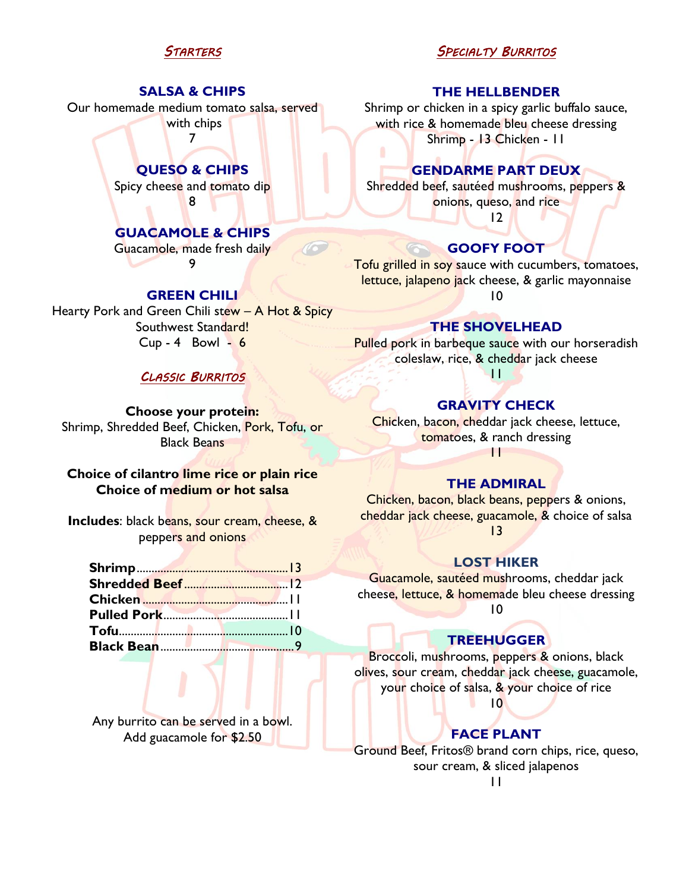## *Starters*

### SALSA & CHIPS

Our homemade medium tomato salsa, served with chips

7

### QUESO & CHIPS

Spicy cheese and tomato dip

8

### GUACAMOLE & CHIPS

Guacamole, made fresh daily

9

### GREEN CHILI

Hearty Pork and Green Chili stew – A Hot & Spicy Southwest Standard!

Cup - 4   Bowl - 6

## *Classic Burritos*

**Choose your protein:**
Shrimp, Shredded Beef, Chicken, Pork, Tofu, or Black Beans

**Choice of cilantro lime rice or plain rice**
**Choice of medium or hot salsa**

**Includes**: black beans, sour cream, cheese, & peppers and onions

| | |
|---|---|
| **Shrimp** | 13 |
| **Shredded Beef** | 12 |
| **Chicken** | 11 |
| **Pulled Pork** | 11 |
| **Tofu** | 10 |
| **Black Bean** | 9 |

Any burrito can be served in a bowl.
Add guacamole for $2.50

## *Specialty Burritos*

### THE HELLBENDER

Shrimp or chicken in a spicy garlic buffalo sauce, with rice & homemade bleu cheese dressing

Shrimp - 13 Chicken - 11

### GENDARME PART DEUX

Shredded beef, sautéed mushrooms, peppers & onions, queso, and rice

12

### GOOFY FOOT

Tofu grilled in soy sauce with cucumbers, tomatoes, lettuce, jalapeno jack cheese, & garlic mayonnaise

10

### THE SHOVELHEAD

Pulled pork in barbeque sauce with our horseradish coleslaw, rice, & cheddar jack cheese

11

### GRAVITY CHECK

Chicken, bacon, cheddar jack cheese, lettuce, tomatoes, & ranch dressing

11

### THE ADMIRAL

Chicken, bacon, black beans, peppers & onions, cheddar jack cheese, guacamole, & choice of salsa

13

### LOST HIKER

Guacamole, sautéed mushrooms, cheddar jack cheese, lettuce, & homemade bleu cheese dressing

10

### TREEHUGGER

Broccoli, mushrooms, peppers & onions, black olives, sour cream, cheddar jack cheese, guacamole, your choice of salsa, & your choice of rice

10

### FACE PLANT

Ground Beef, Fritos® brand corn chips, rice, queso, sour cream, & sliced jalapenos

11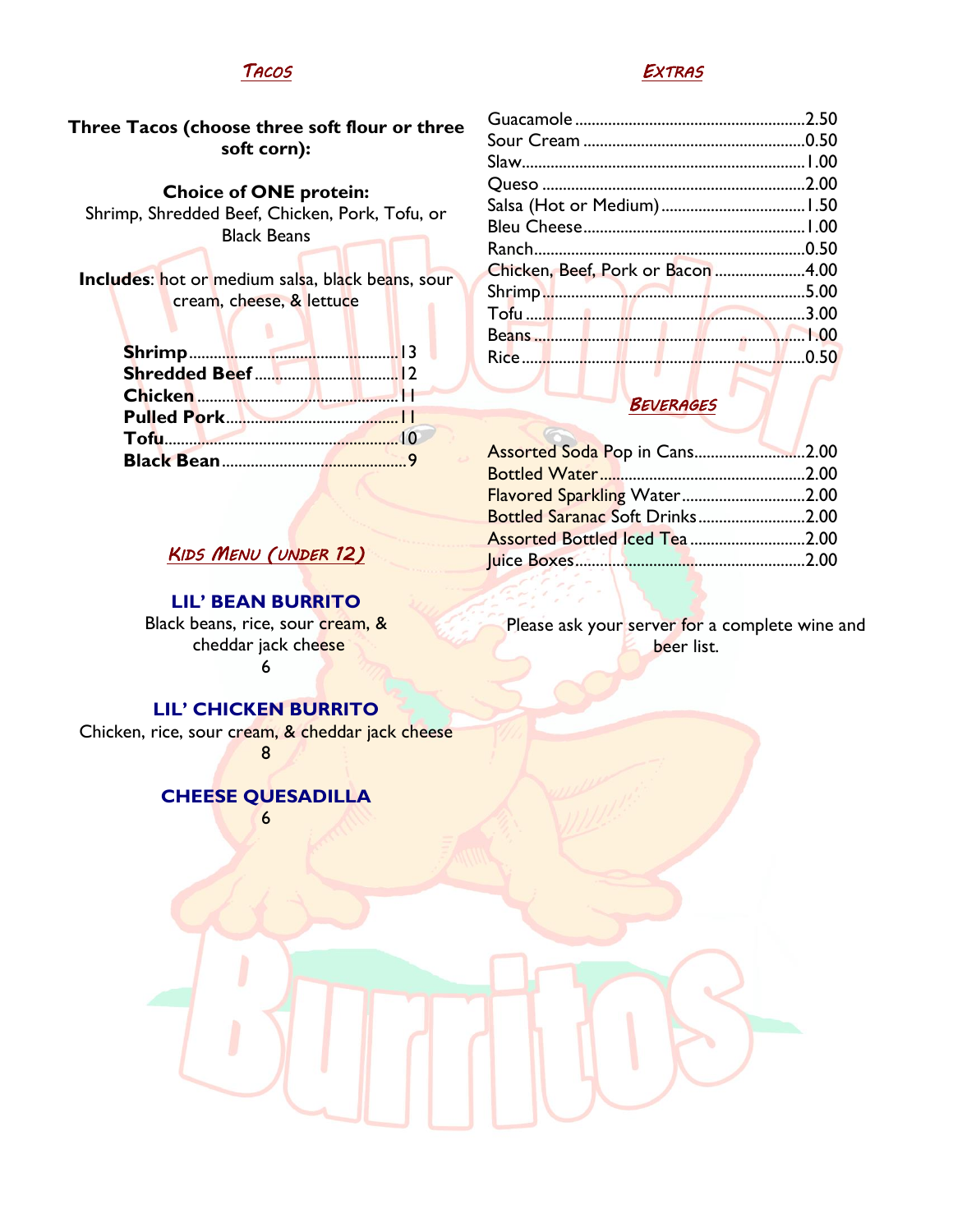## *Tacos*

**Three Tacos (choose three soft flour or three soft corn):**

**Choice of ONE protein:**
Shrimp, Shredded Beef, Chicken, Pork, Tofu, or Black Beans

**Includes**: hot or medium salsa, black beans, sour cream, cheese, & lettuce

**Shrimp**....................................13
**Shredded Beef**.......................12
**Chicken**.................................11
**Pulled Pork**...........................11
**Tofu**.......................................10
**Black Bean**..............................9

## *Kids Menu (under 12)*

**LIL' BEAN BURRITO**
Black beans, rice, sour cream, & cheddar jack cheese
6

**LIL' CHICKEN BURRITO**
Chicken, rice, sour cream, & cheddar jack cheese
8

**CHEESE QUESADILLA**
6

## *Extras*

Guacamole..........................2.50
Sour Cream.........................0.50
Slaw.....................................1.00
Queso....................................2.00
Salsa (Hot or Medium).........1.50
Bleu Cheese..........................1.00
Ranch.....................................0.50
Chicken, Beef, Pork or Bacon.....4.00
Shrimp...................................5.00
Tofu.......................................3.00
Beans.....................................1.00
Rice........................................0.50

## *Beverages*

Assorted Soda Pop in Cans..........2.00
Bottled Water.............................2.00
Flavored Sparkling Water............2.00
Bottled Saranac Soft Drinks.........2.00
Assorted Bottled Iced Tea............2.00
Juice Boxes.................................2.00

Please ask your server for a complete wine and beer list.